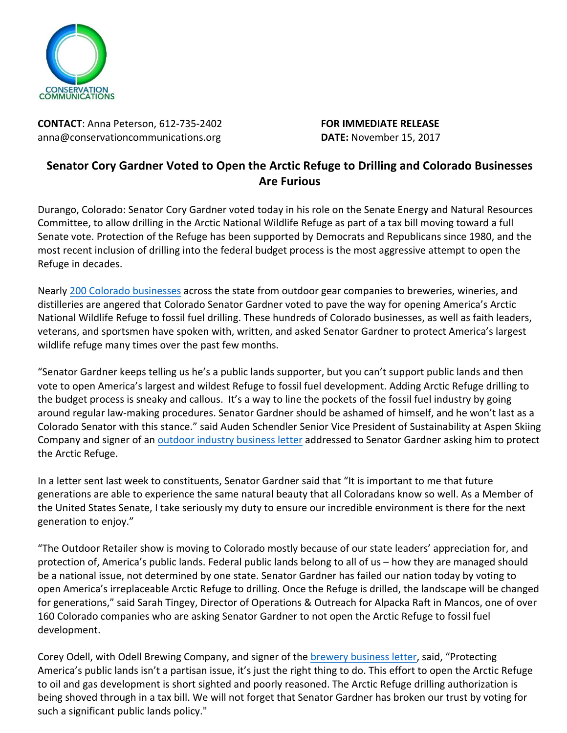CONSERVATION COMMUNICATIONS

**CONTACT**: Anna Peterson, 612-735-2402
anna@conservationcommunications.org

**FOR IMMEDIATE RELEASE**
**DATE:** November 15, 2017

# Senator Cory Gardner Voted to Open the Arctic Refuge to Drilling and Colorado Businesses Are Furious

Durango, Colorado: Senator Cory Gardner voted today in his role on the Senate Energy and Natural Resources Committee, to allow drilling in the Arctic National Wildlife Refuge as part of a tax bill moving toward a full Senate vote. Protection of the Refuge has been supported by Democrats and Republicans since 1980, and the most recent inclusion of drilling into the federal budget process is the most aggressive attempt to open the Refuge in decades.

Nearly 200 Colorado businesses across the state from outdoor gear companies to breweries, wineries, and distilleries are angered that Colorado Senator Gardner voted to pave the way for opening America's Arctic National Wildlife Refuge to fossil fuel drilling. These hundreds of Colorado businesses, as well as faith leaders, veterans, and sportsmen have spoken with, written, and asked Senator Gardner to protect America's largest wildlife refuge many times over the past few months.

"Senator Gardner keeps telling us he's a public lands supporter, but you can't support public lands and then vote to open America's largest and wildest Refuge to fossil fuel development. Adding Arctic Refuge drilling to the budget process is sneaky and callous. It's a way to line the pockets of the fossil fuel industry by going around regular law-making procedures. Senator Gardner should be ashamed of himself, and he won't last as a Colorado Senator with this stance." said Auden Schendler Senior Vice President of Sustainability at Aspen Skiing Company and signer of an outdoor industry business letter addressed to Senator Gardner asking him to protect the Arctic Refuge.

In a letter sent last week to constituents, Senator Gardner said that "It is important to me that future generations are able to experience the same natural beauty that all Coloradans know so well. As a Member of the United States Senate, I take seriously my duty to ensure our incredible environment is there for the next generation to enjoy."

"The Outdoor Retailer show is moving to Colorado mostly because of our state leaders' appreciation for, and protection of, America's public lands. Federal public lands belong to all of us – how they are managed should be a national issue, not determined by one state. Senator Gardner has failed our nation today by voting to open America's irreplaceable Arctic Refuge to drilling. Once the Refuge is drilled, the landscape will be changed for generations," said Sarah Tingey, Director of Operations & Outreach for Alpacka Raft in Mancos, one of over 160 Colorado companies who are asking Senator Gardner to not open the Arctic Refuge to fossil fuel development.

Corey Odell, with Odell Brewing Company, and signer of the brewery business letter, said, "Protecting America's public lands isn't a partisan issue, it's just the right thing to do. This effort to open the Arctic Refuge to oil and gas development is short sighted and poorly reasoned. The Arctic Refuge drilling authorization is being shoved through in a tax bill. We will not forget that Senator Gardner has broken our trust by voting for such a significant public lands policy."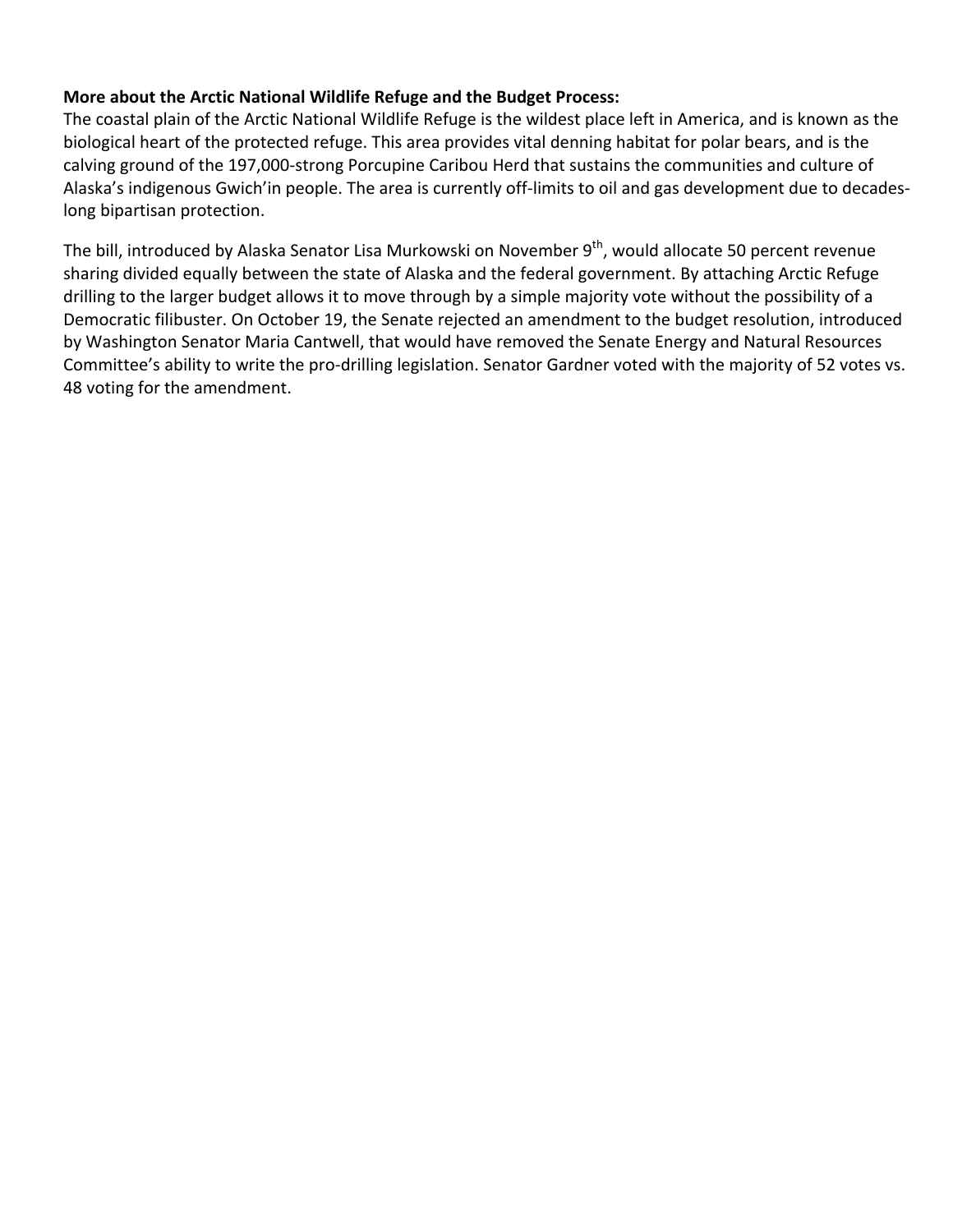**More about the Arctic National Wildlife Refuge and the Budget Process:**
The coastal plain of the Arctic National Wildlife Refuge is the wildest place left in America, and is known as the biological heart of the protected refuge. This area provides vital denning habitat for polar bears, and is the calving ground of the 197,000-strong Porcupine Caribou Herd that sustains the communities and culture of Alaska's indigenous Gwich'in people. The area is currently off-limits to oil and gas development due to decades-long bipartisan protection.

The bill, introduced by Alaska Senator Lisa Murkowski on November 9th, would allocate 50 percent revenue sharing divided equally between the state of Alaska and the federal government. By attaching Arctic Refuge drilling to the larger budget allows it to move through by a simple majority vote without the possibility of a Democratic filibuster. On October 19, the Senate rejected an amendment to the budget resolution, introduced by Washington Senator Maria Cantwell, that would have removed the Senate Energy and Natural Resources Committee's ability to write the pro-drilling legislation. Senator Gardner voted with the majority of 52 votes vs. 48 voting for the amendment.